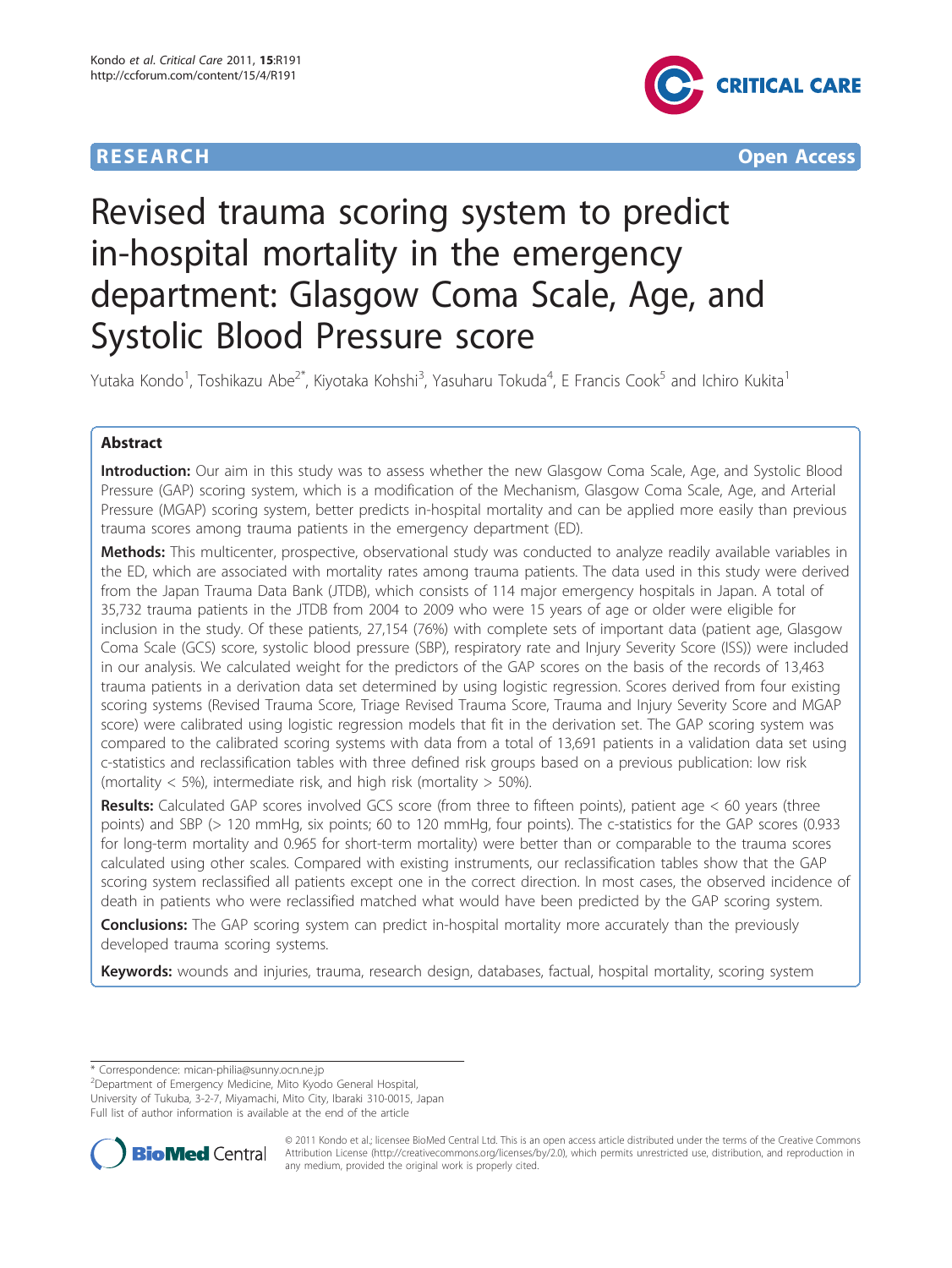RESEARCH Open Access

# Revised trauma scoring system to predict in-hospital mortality in the emergency department: Glasgow Coma Scale, Age, and Systolic Blood Pressure score

Yutaka Kondo[1], Toshikazu Abe[2*], Kiyotaka Kohshi[3], Yasuharu Tokuda[4], E Francis Cook[5] and Ichiro Kukita[1]

## Abstract

**Introduction:** Our aim in this study was to assess whether the new Glasgow Coma Scale, Age, and Systolic Blood Pressure (GAP) scoring system, which is a modification of the Mechanism, Glasgow Coma Scale, Age, and Arterial Pressure (MGAP) scoring system, better predicts in-hospital mortality and can be applied more easily than previous trauma scores among trauma patients in the emergency department (ED).

**Methods:** This multicenter, prospective, observational study was conducted to analyze readily available variables in the ED, which are associated with mortality rates among trauma patients. The data used in this study were derived from the Japan Trauma Data Bank (JTDB), which consists of 114 major emergency hospitals in Japan. A total of 35,732 trauma patients in the JTDB from 2004 to 2009 who were 15 years of age or older were eligible for inclusion in the study. Of these patients, 27,154 (76%) with complete sets of important data (patient age, Glasgow Coma Scale (GCS) score, systolic blood pressure (SBP), respiratory rate and Injury Severity Score (ISS)) were included in our analysis. We calculated weight for the predictors of the GAP scores on the basis of the records of 13,463 trauma patients in a derivation data set determined by using logistic regression. Scores derived from four existing scoring systems (Revised Trauma Score, Triage Revised Trauma Score, Trauma and Injury Severity Score and MGAP score) were calibrated using logistic regression models that fit in the derivation set. The GAP scoring system was compared to the calibrated scoring systems with data from a total of 13,691 patients in a validation data set using c-statistics and reclassification tables with three defined risk groups based on a previous publication: low risk (mortality < 5%), intermediate risk, and high risk (mortality > 50%).

**Results:** Calculated GAP scores involved GCS score (from three to fifteen points), patient age < 60 years (three points) and SBP (> 120 mmHg, six points; 60 to 120 mmHg, four points). The c-statistics for the GAP scores (0.933 for long-term mortality and 0.965 for short-term mortality) were better than or comparable to the trauma scores calculated using other scales. Compared with existing instruments, our reclassification tables show that the GAP scoring system reclassified all patients except one in the correct direction. In most cases, the observed incidence of death in patients who were reclassified matched what would have been predicted by the GAP scoring system.

**Conclusions:** The GAP scoring system can predict in-hospital mortality more accurately than the previously developed trauma scoring systems.

**Keywords:** wounds and injuries, trauma, research design, databases, factual, hospital mortality, scoring system

---

\* Correspondence: mican-philia@sunny.ocn.ne.jp
[2]Department of Emergency Medicine, Mito Kyodo General Hospital, University of Tukuba, 3-2-7, Miyamachi, Mito City, Ibaraki 310-0015, Japan
Full list of author information is available at the end of the article

© 2011 Kondo et al.; licensee BioMed Central Ltd. This is an open access article distributed under the terms of the Creative Commons Attribution License (http://creativecommons.org/licenses/by/2.0), which permits unrestricted use, distribution, and reproduction in any medium, provided the original work is properly cited.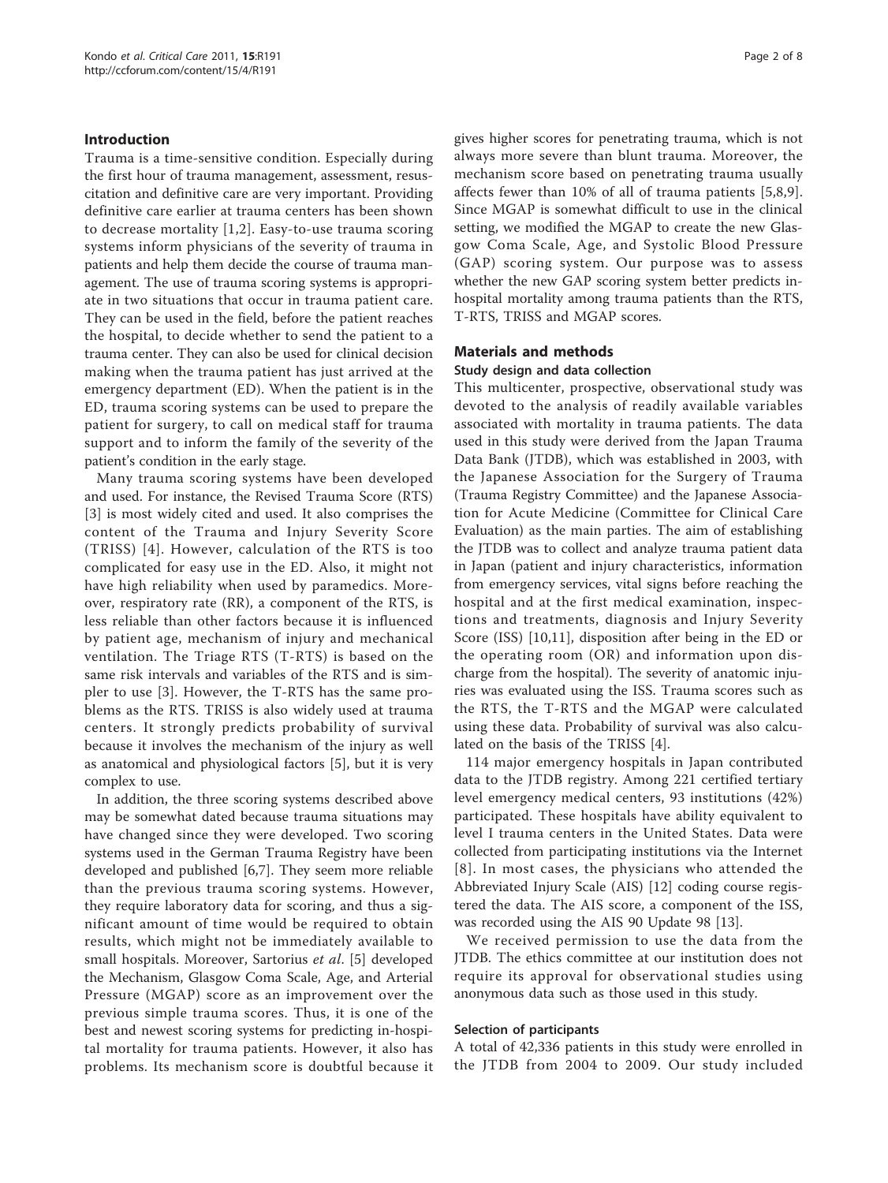## Introduction

Trauma is a time-sensitive condition. Especially during the first hour of trauma management, assessment, resuscitation and definitive care are very important. Providing definitive care earlier at trauma centers has been shown to decrease mortality [1,2]. Easy-to-use trauma scoring systems inform physicians of the severity of trauma in patients and help them decide the course of trauma management. The use of trauma scoring systems is appropriate in two situations that occur in trauma patient care. They can be used in the field, before the patient reaches the hospital, to decide whether to send the patient to a trauma center. They can also be used for clinical decision making when the trauma patient has just arrived at the emergency department (ED). When the patient is in the ED, trauma scoring systems can be used to prepare the patient for surgery, to call on medical staff for trauma support and to inform the family of the severity of the patient's condition in the early stage.

Many trauma scoring systems have been developed and used. For instance, the Revised Trauma Score (RTS) [3] is most widely cited and used. It also comprises the content of the Trauma and Injury Severity Score (TRISS) [4]. However, calculation of the RTS is too complicated for easy use in the ED. Also, it might not have high reliability when used by paramedics. Moreover, respiratory rate (RR), a component of the RTS, is less reliable than other factors because it is influenced by patient age, mechanism of injury and mechanical ventilation. The Triage RTS (T-RTS) is based on the same risk intervals and variables of the RTS and is simpler to use [3]. However, the T-RTS has the same problems as the RTS. TRISS is also widely used at trauma centers. It strongly predicts probability of survival because it involves the mechanism of the injury as well as anatomical and physiological factors [5], but it is very complex to use.

In addition, the three scoring systems described above may be somewhat dated because trauma situations may have changed since they were developed. Two scoring systems used in the German Trauma Registry have been developed and published [6,7]. They seem more reliable than the previous trauma scoring systems. However, they require laboratory data for scoring, and thus a significant amount of time would be required to obtain results, which might not be immediately available to small hospitals. Moreover, Sartorius *et al*. [5] developed the Mechanism, Glasgow Coma Scale, Age, and Arterial Pressure (MGAP) score as an improvement over the previous simple trauma scores. Thus, it is one of the best and newest scoring systems for predicting in-hospital mortality for trauma patients. However, it also has problems. Its mechanism score is doubtful because it gives higher scores for penetrating trauma, which is not always more severe than blunt trauma. Moreover, the mechanism score based on penetrating trauma usually affects fewer than 10% of all of trauma patients [5,8,9]. Since MGAP is somewhat difficult to use in the clinical setting, we modified the MGAP to create the new Glasgow Coma Scale, Age, and Systolic Blood Pressure (GAP) scoring system. Our purpose was to assess whether the new GAP scoring system better predicts in-hospital mortality among trauma patients than the RTS, T-RTS, TRISS and MGAP scores.

## Materials and methods

### Study design and data collection

This multicenter, prospective, observational study was devoted to the analysis of readily available variables associated with mortality in trauma patients. The data used in this study were derived from the Japan Trauma Data Bank (JTDB), which was established in 2003, with the Japanese Association for the Surgery of Trauma (Trauma Registry Committee) and the Japanese Association for Acute Medicine (Committee for Clinical Care Evaluation) as the main parties. The aim of establishing the JTDB was to collect and analyze trauma patient data in Japan (patient and injury characteristics, information from emergency services, vital signs before reaching the hospital and at the first medical examination, inspections and treatments, diagnosis and Injury Severity Score (ISS) [10,11], disposition after being in the ED or the operating room (OR) and information upon discharge from the hospital). The severity of anatomic injuries was evaluated using the ISS. Trauma scores such as the RTS, the T-RTS and the MGAP were calculated using these data. Probability of survival was also calculated on the basis of the TRISS [4].

114 major emergency hospitals in Japan contributed data to the JTDB registry. Among 221 certified tertiary level emergency medical centers, 93 institutions (42%) participated. These hospitals have ability equivalent to level I trauma centers in the United States. Data were collected from participating institutions via the Internet [8]. In most cases, the physicians who attended the Abbreviated Injury Scale (AIS) [12] coding course registered the data. The AIS score, a component of the ISS, was recorded using the AIS 90 Update 98 [13].

We received permission to use the data from the JTDB. The ethics committee at our institution does not require its approval for observational studies using anonymous data such as those used in this study.

### Selection of participants

A total of 42,336 patients in this study were enrolled in the JTDB from 2004 to 2009. Our study included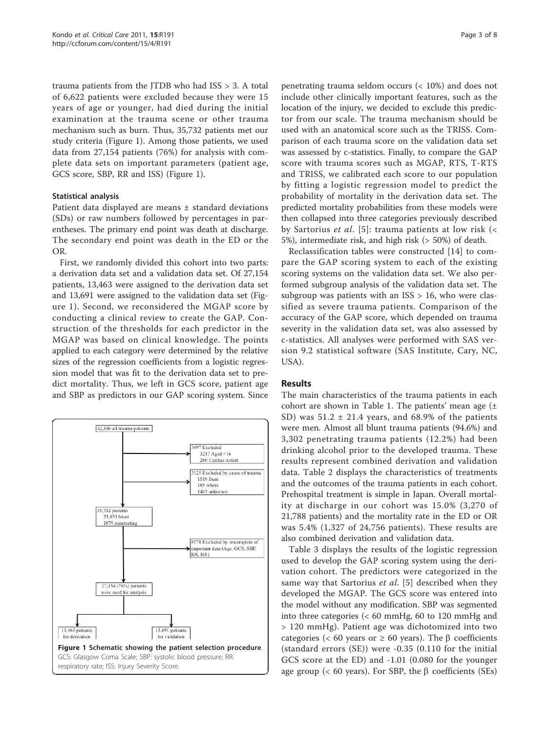trauma patients from the JTDB who had ISS > 3. A total of 6,622 patients were excluded because they were 15 years of age or younger, had died during the initial examination at the trauma scene or other trauma mechanism such as burn. Thus, 35,732 patients met our study criteria (Figure 1). Among those patients, we used data from 27,154 patients (76%) for analysis with complete data sets on important parameters (patient age, GCS score, SBP, RR and ISS) (Figure 1).

### Statistical analysis

Patient data displayed are means ± standard deviations (SDs) or raw numbers followed by percentages in parentheses. The primary end point was death at discharge. The secondary end point was death in the ED or the OR.

First, we randomly divided this cohort into two parts: a derivation data set and a validation data set. Of 27,154 patients, 13,463 were assigned to the derivation data set and 13,691 were assigned to the validation data set (Figure 1). Second, we reconsidered the MGAP score by conducting a clinical review to create the GAP. Construction of the thresholds for each predictor in the MGAP was based on clinical knowledge. The points applied to each category were determined by the relative sizes of the regression coefficients from a logistic regression model that was fit to the derivation data set to predict mortality. Thus, we left in GCS score, patient age and SBP as predictors in our GAP scoring system. Since penetrating trauma seldom occurs (< 10%) and does not include other clinically important features, such as the location of the injury, we decided to exclude this predictor from our scale. The trauma mechanism should be used with an anatomical score such as the TRISS. Comparison of each trauma score on the validation data set was assessed by c-statistics. Finally, to compare the GAP score with trauma scores such as MGAP, RTS, T-RTS and TRISS, we calibrated each score to our population by fitting a logistic regression model to predict the probability of mortality in the derivation data set. The predicted mortality probabilities from these models were then collapsed into three categories previously described by Sartorius *et al*. [5]: trauma patients at low risk (< 5%), intermediate risk, and high risk (> 50%) of death.

Reclassification tables were constructed [14] to compare the GAP scoring system to each of the existing scoring systems on the validation data set. We also performed subgroup analysis of the validation data set. The subgroup was patients with an ISS > 16, who were classified as severe trauma patients. Comparison of the accuracy of the GAP score, which depended on trauma severity in the validation data set, was also assessed by c-statistics. All analyses were performed with SAS version 9.2 statistical software (SAS Institute, Cary, NC, USA).

42,336 all trauma patients → 3497 Excluded (3217 Aged <16; 280 Cardiac Arrest) → 3125 Excluded by cause of trauma (1519 Burn; 185 others; 1403 unknown) → 35,732 patients (33,853 blunt; 1879 penetrating) → 8578 Excluded by incomplete of important data (Age, GCS, SBP, RR, ISS) → 27,154 (76%) patients were used for analysis → 13,463 patients for derivation; 13,691 patients for validation

**Figure 1 Schematic showing the patient selection procedure**. GCS: Glasgow Coma Scale; SBP: systolic blood pressure; RR: respiratory rate; ISS: Injury Severity Score.

## Results

The main characteristics of the trauma patients in each cohort are shown in Table 1. The patients' mean age (± SD) was 51.2 ± 21.4 years, and 68.9% of the patients were men. Almost all blunt trauma patients (94.6%) and 3,302 penetrating trauma patients (12.2%) had been drinking alcohol prior to the developed trauma. These results represent combined derivation and validation data. Table 2 displays the characteristics of treatments and the outcomes of the trauma patients in each cohort. Prehospital treatment is simple in Japan. Overall mortality at discharge in our cohort was 15.0% (3,270 of 21,788 patients) and the mortality rate in the ED or OR was 5.4% (1,327 of 24,756 patients). These results are also combined derivation and validation data.

Table 3 displays the results of the logistic regression used to develop the GAP scoring system using the derivation cohort. The predictors were categorized in the same way that Sartorius *et al*. [5] described when they developed the MGAP. The GCS score was entered into the model without any modification. SBP was segmented into three categories (< 60 mmHg, 60 to 120 mmHg and > 120 mmHg). Patient age was dichotomized into two categories (< 60 years or ≥ 60 years). The β coefficients (standard errors (SE)) were -0.35 (0.110 for the initial GCS score at the ED) and -1.01 (0.080 for the younger age group (< 60 years). For SBP, the β coefficients (SEs)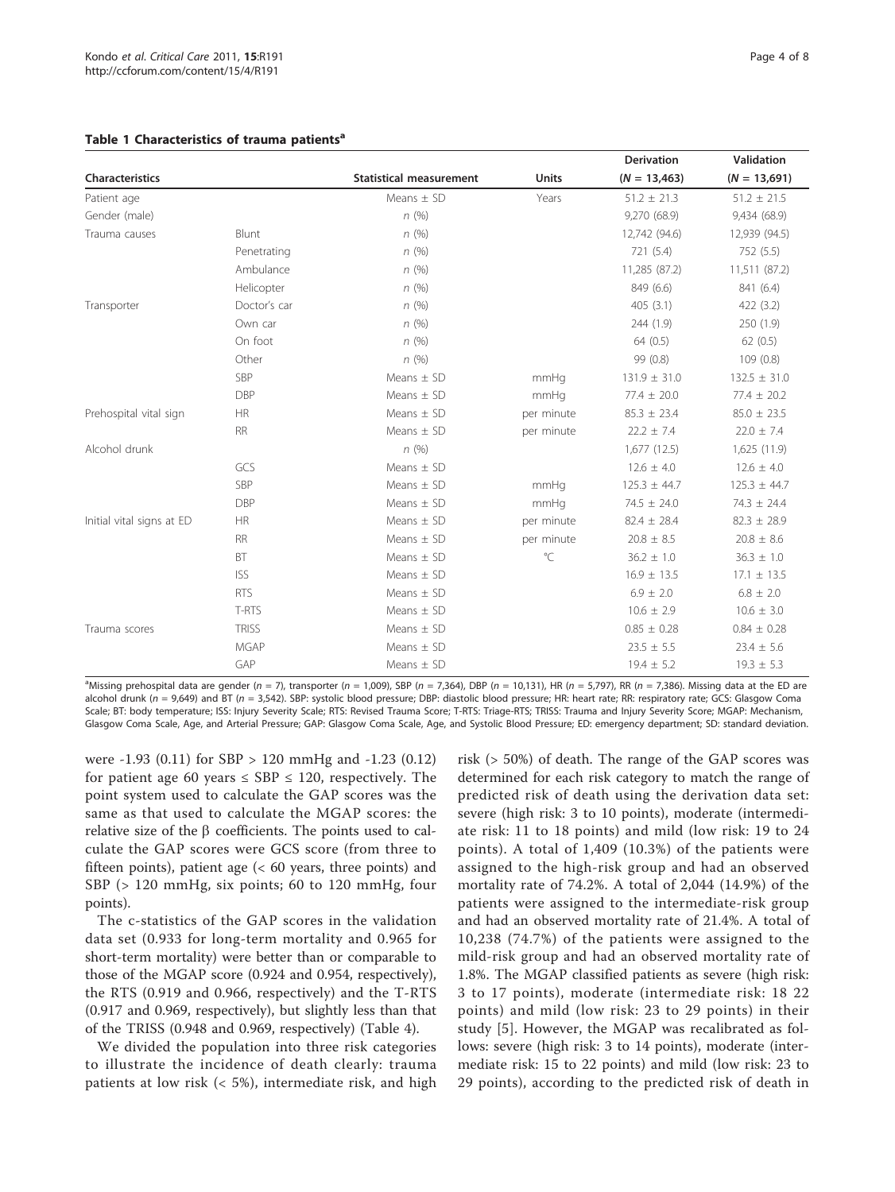**Table 1 Characteristics of trauma patients[a]**

| Characteristics | | Statistical measurement | Units | Derivation (N = 13,463) | Validation (N = 13,691) |
|---|---|---|---|---|---|
| Patient age | | Means ± SD | Years | 51.2 ± 21.3 | 51.2 ± 21.5 |
| Gender (male) | | n (%) | | 9,270 (68.9) | 9,434 (68.9) |
| Trauma causes | Blunt | n (%) | | 12,742 (94.6) | 12,939 (94.5) |
| | Penetrating | n (%) | | 721 (5.4) | 752 (5.5) |
| | Ambulance | n (%) | | 11,285 (87.2) | 11,511 (87.2) |
| | Helicopter | n (%) | | 849 (6.6) | 841 (6.4) |
| Transporter | Doctor's car | n (%) | | 405 (3.1) | 422 (3.2) |
| | Own car | n (%) | | 244 (1.9) | 250 (1.9) |
| | On foot | n (%) | | 64 (0.5) | 62 (0.5) |
| | Other | n (%) | | 99 (0.8) | 109 (0.8) |
| | SBP | Means ± SD | mmHg | 131.9 ± 31.0 | 132.5 ± 31.0 |
| | DBP | Means ± SD | mmHg | 77.4 ± 20.0 | 77.4 ± 20.2 |
| Prehospital vital sign | HR | Means ± SD | per minute | 85.3 ± 23.4 | 85.0 ± 23.5 |
| | RR | Means ± SD | per minute | 22.2 ± 7.4 | 22.0 ± 7.4 |
| Alcohol drunk | | n (%) | | 1,677 (12.5) | 1,625 (11.9) |
| | GCS | Means ± SD | | 12.6 ± 4.0 | 12.6 ± 4.0 |
| | SBP | Means ± SD | mmHg | 125.3 ± 44.7 | 125.3 ± 44.7 |
| | DBP | Means ± SD | mmHg | 74.5 ± 24.0 | 74.3 ± 24.4 |
| Initial vital signs at ED | HR | Means ± SD | per minute | 82.4 ± 28.4 | 82.3 ± 28.9 |
| | RR | Means ± SD | per minute | 20.8 ± 8.5 | 20.8 ± 8.6 |
| | BT | Means ± SD | °C | 36.2 ± 1.0 | 36.3 ± 1.0 |
| | ISS | Means ± SD | | 16.9 ± 13.5 | 17.1 ± 13.5 |
| | RTS | Means ± SD | | 6.9 ± 2.0 | 6.8 ± 2.0 |
| | T-RTS | Means ± SD | | 10.6 ± 2.9 | 10.6 ± 3.0 |
| Trauma scores | TRISS | Means ± SD | | 0.85 ± 0.28 | 0.84 ± 0.28 |
| | MGAP | Means ± SD | | 23.5 ± 5.5 | 23.4 ± 5.6 |
| | GAP | Means ± SD | | 19.4 ± 5.2 | 19.3 ± 5.3 |

[a]Missing prehospital data are gender (n = 7), transporter (n = 1,009), SBP (n = 7,364), DBP (n = 10,131), HR (n = 5,797), RR (n = 7,386). Missing data at the ED are alcohol drunk (n = 9,649) and BT (n = 3,542). SBP: systolic blood pressure; DBP: diastolic blood pressure; HR: heart rate; RR: respiratory rate; GCS: Glasgow Coma Scale; BT: body temperature; ISS: Injury Severity Scale; RTS: Revised Trauma Score; T-RTS: Triage-RTS; TRISS: Trauma and Injury Severity Score; MGAP: Mechanism, Glasgow Coma Scale, Age, and Arterial Pressure; GAP: Glasgow Coma Scale, Age, and Systolic Blood Pressure; ED: emergency department; SD: standard deviation.

were -1.93 (0.11) for SBP > 120 mmHg and -1.23 (0.12) for patient age 60 years ≤ SBP ≤ 120, respectively. The point system used to calculate the GAP scores was the same as that used to calculate the MGAP scores: the relative size of the β coefficients. The points used to calculate the GAP scores were GCS score (from three to fifteen points), patient age (< 60 years, three points) and SBP (> 120 mmHg, six points; 60 to 120 mmHg, four points).

The c-statistics of the GAP scores in the validation data set (0.933 for long-term mortality and 0.965 for short-term mortality) were better than or comparable to those of the MGAP score (0.924 and 0.954, respectively), the RTS (0.919 and 0.966, respectively) and the T-RTS (0.917 and 0.969, respectively), but slightly less than that of the TRISS (0.948 and 0.969, respectively) (Table 4).

We divided the population into three risk categories to illustrate the incidence of death clearly: trauma patients at low risk (< 5%), intermediate risk, and high risk (> 50%) of death. The range of the GAP scores was determined for each risk category to match the range of predicted risk of death using the derivation data set: severe (high risk: 3 to 10 points), moderate (intermediate risk: 11 to 18 points) and mild (low risk: 19 to 24 points). A total of 1,409 (10.3%) of the patients were assigned to the high-risk group and had an observed mortality rate of 74.2%. A total of 2,044 (14.9%) of the patients were assigned to the intermediate-risk group and had an observed mortality rate of 21.4%. A total of 10,238 (74.7%) of the patients were assigned to the mild-risk group and had an observed mortality rate of 1.8%. The MGAP classified patients as severe (high risk: 3 to 17 points), moderate (intermediate risk: 18 22 points) and mild (low risk: 23 to 29 points) in their study [5]. However, the MGAP was recalibrated as follows: severe (high risk: 3 to 14 points), moderate (intermediate risk: 15 to 22 points) and mild (low risk: 23 to 29 points), according to the predicted risk of death in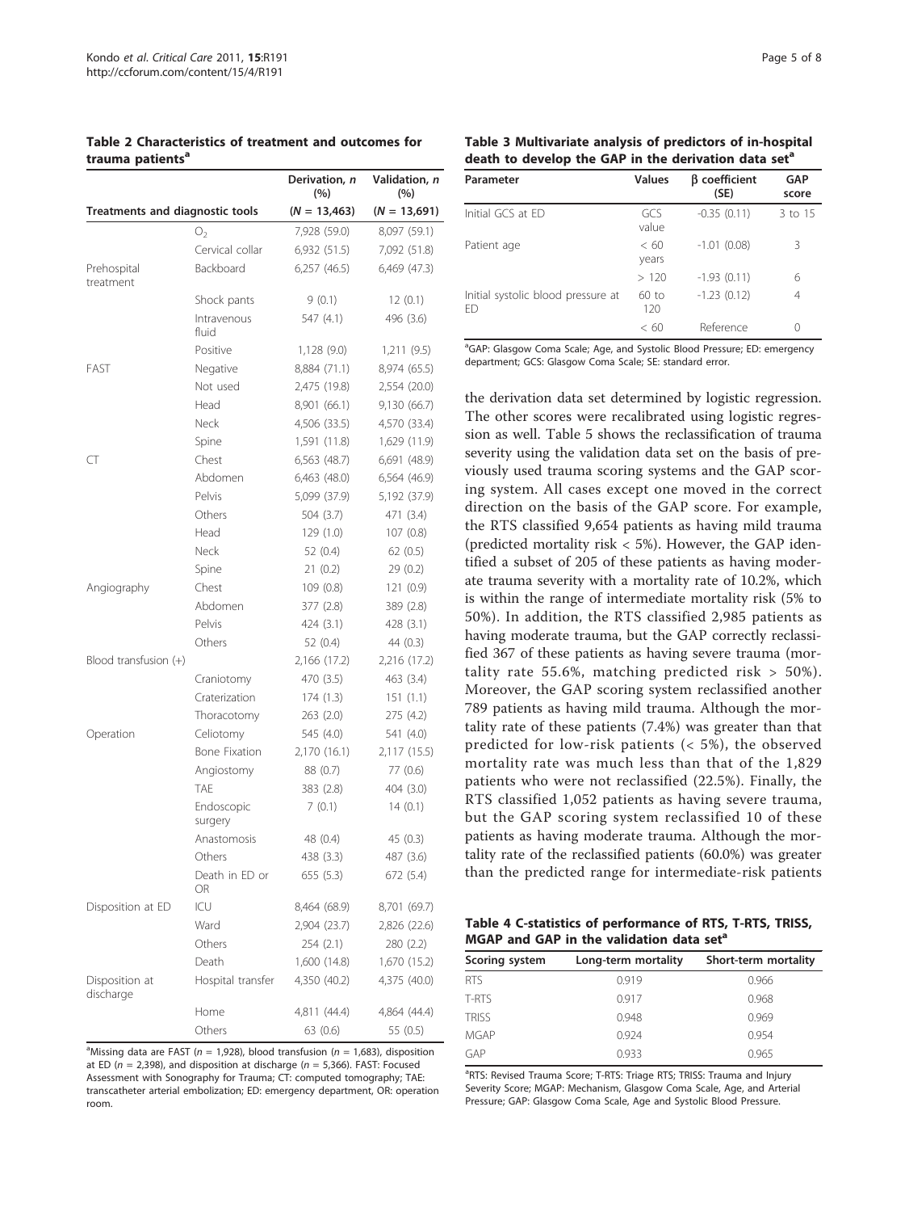**Table 2 Characteristics of treatment and outcomes for trauma patients[a]**

| Treatments and diagnostic tools | | Derivation, n (%) (N = 13,463) | Validation, n (%) (N = 13,691) |
|---|---|---|---|
| Prehospital treatment | $O_2$ | 7,928 (59.0) | 8,097 (59.1) |
| | Cervical collar | 6,932 (51.5) | 7,092 (51.8) |
| | Backboard | 6,257 (46.5) | 6,469 (47.3) |
| | Shock pants | 9 (0.1) | 12 (0.1) |
| | Intravenous fluid | 547 (4.1) | 496 (3.6) |
| FAST | Positive | 1,128 (9.0) | 1,211 (9.5) |
| | Negative | 8,884 (71.1) | 8,974 (65.5) |
| | Not used | 2,475 (19.8) | 2,554 (20.0) |
| CT | Head | 8,901 (66.1) | 9,130 (66.7) |
| | Neck | 4,506 (33.5) | 4,570 (33.4) |
| | Spine | 1,591 (11.8) | 1,629 (11.9) |
| | Chest | 6,563 (48.7) | 6,691 (48.9) |
| | Abdomen | 6,463 (48.0) | 6,564 (46.9) |
| | Pelvis | 5,099 (37.9) | 5,192 (37.9) |
| | Others | 504 (3.7) | 471 (3.4) |
| Angiography | Head | 129 (1.0) | 107 (0.8) |
| | Neck | 52 (0.4) | 62 (0.5) |
| | Spine | 21 (0.2) | 29 (0.2) |
| | Chest | 109 (0.8) | 121 (0.9) |
| | Abdomen | 377 (2.8) | 389 (2.8) |
| | Pelvis | 424 (3.1) | 428 (3.1) |
| | Others | 52 (0.4) | 44 (0.3) |
| Blood transfusion (+) | | 2,166 (17.2) | 2,216 (17.2) |
| Operation | Craniotomy | 470 (3.5) | 463 (3.4) |
| | Craterization | 174 (1.3) | 151 (1.1) |
| | Thoracotomy | 263 (2.0) | 275 (4.2) |
| | Celiotomy | 545 (4.0) | 541 (4.0) |
| | Bone Fixation | 2,170 (16.1) | 2,117 (15.5) |
| | Angiostomy | 88 (0.7) | 77 (0.6) |
| | TAE | 383 (2.8) | 404 (3.0) |
| | Endoscopic surgery | 7 (0.1) | 14 (0.1) |
| | Anastomosis | 48 (0.4) | 45 (0.3) |
| | Others | 438 (3.3) | 487 (3.6) |
| Disposition at ED | Death in ED or OR | 655 (5.3) | 672 (5.4) |
| | ICU | 8,464 (68.9) | 8,701 (69.7) |
| | Ward | 2,904 (23.7) | 2,826 (22.6) |
| | Others | 254 (2.1) | 280 (2.2) |
| Disposition at discharge | Death | 1,600 (14.8) | 1,670 (15.2) |
| | Hospital transfer | 4,350 (40.2) | 4,375 (40.0) |
| | Home | 4,811 (44.4) | 4,864 (44.4) |
| | Others | 63 (0.6) | 55 (0.5) |

[a]Missing data are FAST (n = 1,928), blood transfusion (n = 1,683), disposition at ED (n = 2,398), and disposition at discharge (n = 5,366). FAST: Focused Assessment with Sonography for Trauma; CT: computed tomography; TAE: transcatheter arterial embolization; ED: emergency department, OR: operation room.

**Table 3 Multivariate analysis of predictors of in-hospital death to develop the GAP in the derivation data set[a]**

| Parameter | Values | β coefficient (SE) | GAP score |
|---|---|---|---|
| Initial GCS at ED | GCS value | -0.35 (0.11) | 3 to 15 |
| Patient age | < 60 years | -1.01 (0.08) | 3 |
| Initial systolic blood pressure at ED | > 120 | -1.93 (0.11) | 6 |
| | 60 to 120 | -1.23 (0.12) | 4 |
| | < 60 | Reference | 0 |

[a]GAP: Glasgow Coma Scale; Age, and Systolic Blood Pressure; ED: emergency department; GCS: Glasgow Coma Scale; SE: standard error.

the derivation data set determined by logistic regression. The other scores were recalibrated using logistic regression as well. Table 5 shows the reclassification of trauma severity using the validation data set on the basis of previously used trauma scoring systems and the GAP scoring system. All cases except one moved in the correct direction on the basis of the GAP score. For example, the RTS classified 9,654 patients as having mild trauma (predicted mortality risk < 5%). However, the GAP identified a subset of 205 of these patients as having moderate trauma severity with a mortality rate of 10.2%, which is within the range of intermediate mortality risk (5% to 50%). In addition, the RTS classified 2,985 patients as having moderate trauma, but the GAP correctly reclassified 367 of these patients as having severe trauma (mortality rate 55.6%, matching predicted risk > 50%). Moreover, the GAP scoring system reclassified another 789 patients as having mild trauma. Although the mortality rate of these patients (7.4%) was greater than that predicted for low-risk patients (< 5%), the observed mortality rate was much less than that of the 1,829 patients who were not reclassified (22.5%). Finally, the RTS classified 1,052 patients as having severe trauma, but the GAP scoring system reclassified 10 of these patients as having moderate trauma. Although the mortality rate of the reclassified patients (60.0%) was greater than the predicted range for intermediate-risk patients

**Table 4 C-statistics of performance of RTS, T-RTS, TRISS, MGAP and GAP in the validation data set[a]**

| Scoring system | Long-term mortality | Short-term mortality |
|---|---|---|
| RTS | 0.919 | 0.966 |
| T-RTS | 0.917 | 0.968 |
| TRISS | 0.948 | 0.969 |
| MGAP | 0.924 | 0.954 |
| GAP | 0.933 | 0.965 |

[a]RTS: Revised Trauma Score; T-RTS: Triage RTS; TRISS: Trauma and Injury Severity Score; MGAP: Mechanism, Glasgow Coma Scale, Age, and Arterial Pressure; GAP: Glasgow Coma Scale, Age and Systolic Blood Pressure.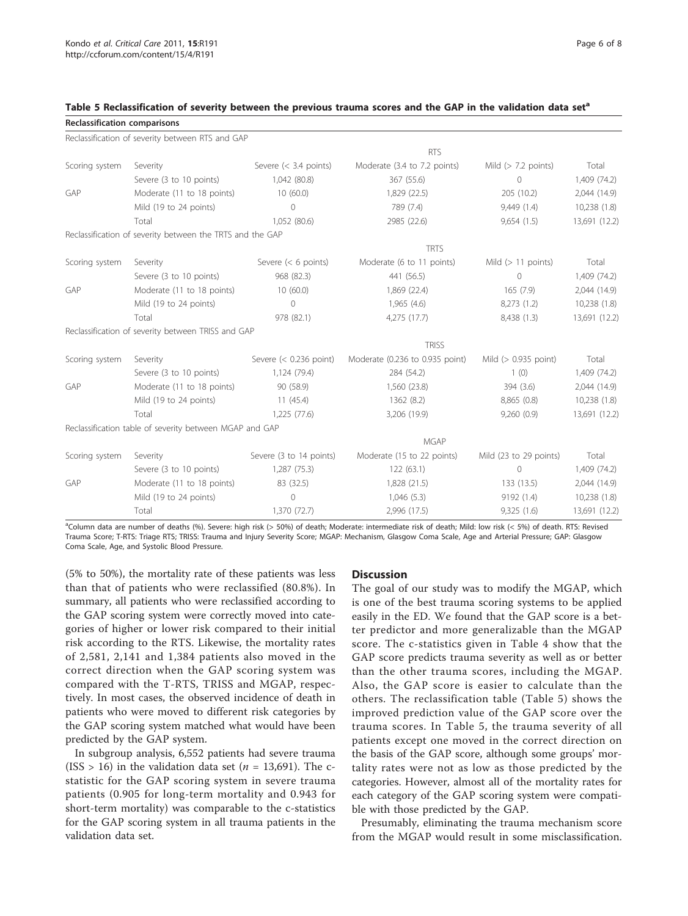**Table 5 Reclassification of severity between the previous trauma scores and the GAP in the validation data set[a]**

| Reclassification comparisons | | | | | |
|---|---|---|---|---|---|
| Reclassification of severity between RTS and GAP | | | | | |
| | | RTS | | | |
| Scoring system | Severity | Severe (< 3.4 points) | Moderate (3.4 to 7.2 points) | Mild (> 7.2 points) | Total |
| GAP | Severe (3 to 10 points) | 1,042 (80.8) | 367 (55.6) | 0 | 1,409 (74.2) |
| | Moderate (11 to 18 points) | 10 (60.0) | 1,829 (22.5) | 205 (10.2) | 2,044 (14.9) |
| | Mild (19 to 24 points) | 0 | 789 (7.4) | 9,449 (1.4) | 10,238 (1.8) |
| | Total | 1,052 (80.6) | 2985 (22.6) | 9,654 (1.5) | 13,691 (12.2) |
| Reclassification of severity between the TRTS and the GAP | | | | | |
| | | TRTS | | | |
| Scoring system | Severity | Severe (< 6 points) | Moderate (6 to 11 points) | Mild (> 11 points) | Total |
| GAP | Severe (3 to 10 points) | 968 (82.3) | 441 (56.5) | 0 | 1,409 (74.2) |
| | Moderate (11 to 18 points) | 10 (60.0) | 1,869 (22.4) | 165 (7.9) | 2,044 (14.9) |
| | Mild (19 to 24 points) | 0 | 1,965 (4.6) | 8,273 (1.2) | 10,238 (1.8) |
| | Total | 978 (82.1) | 4,275 (17.7) | 8,438 (1.3) | 13,691 (12.2) |
| Reclassification of severity between TRISS and GAP | | | | | |
| | | TRISS | | | |
| Scoring system | Severity | Severe (< 0.236 point) | Moderate (0.236 to 0.935 point) | Mild (> 0.935 point) | Total |
| GAP | Severe (3 to 10 points) | 1,124 (79.4) | 284 (54.2) | 1 (0) | 1,409 (74.2) |
| | Moderate (11 to 18 points) | 90 (58.9) | 1,560 (23.8) | 394 (3.6) | 2,044 (14.9) |
| | Mild (19 to 24 points) | 11 (45.4) | 1362 (8.2) | 8,865 (0.8) | 10,238 (1.8) |
| | Total | 1,225 (77.6) | 3,206 (19.9) | 9,260 (0.9) | 13,691 (12.2) |
| Reclassification table of severity between MGAP and GAP | | | | | |
| | | MGAP | | | |
| Scoring system | Severity | Severe (3 to 14 points) | Moderate (15 to 22 points) | Mild (23 to 29 points) | Total |
| GAP | Severe (3 to 10 points) | 1,287 (75.3) | 122 (63.1) | 0 | 1,409 (74.2) |
| | Moderate (11 to 18 points) | 83 (32.5) | 1,828 (21.5) | 133 (13.5) | 2,044 (14.9) |
| | Mild (19 to 24 points) | 0 | 1,046 (5.3) | 9192 (1.4) | 10,238 (1.8) |
| | Total | 1,370 (72.7) | 2,996 (17.5) | 9,325 (1.6) | 13,691 (12.2) |

[a]Column data are number of deaths (%). Severe: high risk (> 50%) of death; Moderate: intermediate risk of death; Mild: low risk (< 5%) of death. RTS: Revised Trauma Score; T-RTS: Triage RTS; TRISS: Trauma and Injury Severity Score; MGAP: Mechanism, Glasgow Coma Scale, Age and Arterial Pressure; GAP: Glasgow Coma Scale, Age, and Systolic Blood Pressure.

(5% to 50%), the mortality rate of these patients was less than that of patients who were reclassified (80.8%). In summary, all patients who were reclassified according to the GAP scoring system were correctly moved into categories of higher or lower risk compared to their initial risk according to the RTS. Likewise, the mortality rates of 2,581, 2,141 and 1,384 patients also moved in the correct direction when the GAP scoring system was compared with the T-RTS, TRISS and MGAP, respectively. In most cases, the observed incidence of death in patients who were moved to different risk categories by the GAP scoring system matched what would have been predicted by the GAP system.

In subgroup analysis, 6,552 patients had severe trauma (ISS > 16) in the validation data set ($n$ = 13,691). The c-statistic for the GAP scoring system in severe trauma patients (0.905 for long-term mortality and 0.943 for short-term mortality) was comparable to the c-statistics for the GAP scoring system in all trauma patients in the validation data set.

## Discussion

The goal of our study was to modify the MGAP, which is one of the best trauma scoring systems to be applied easily in the ED. We found that the GAP score is a better predictor and more generalizable than the MGAP score. The c-statistics given in Table 4 show that the GAP score predicts trauma severity as well as or better than the other trauma scores, including the MGAP. Also, the GAP score is easier to calculate than the others. The reclassification table (Table 5) shows the improved prediction value of the GAP score over the trauma scores. In Table 5, the trauma severity of all patients except one moved in the correct direction on the basis of the GAP score, although some groups' mortality rates were not as low as those predicted by the categories. However, almost all of the mortality rates for each category of the GAP scoring system were compatible with those predicted by the GAP.

Presumably, eliminating the trauma mechanism score from the MGAP would result in some misclassification.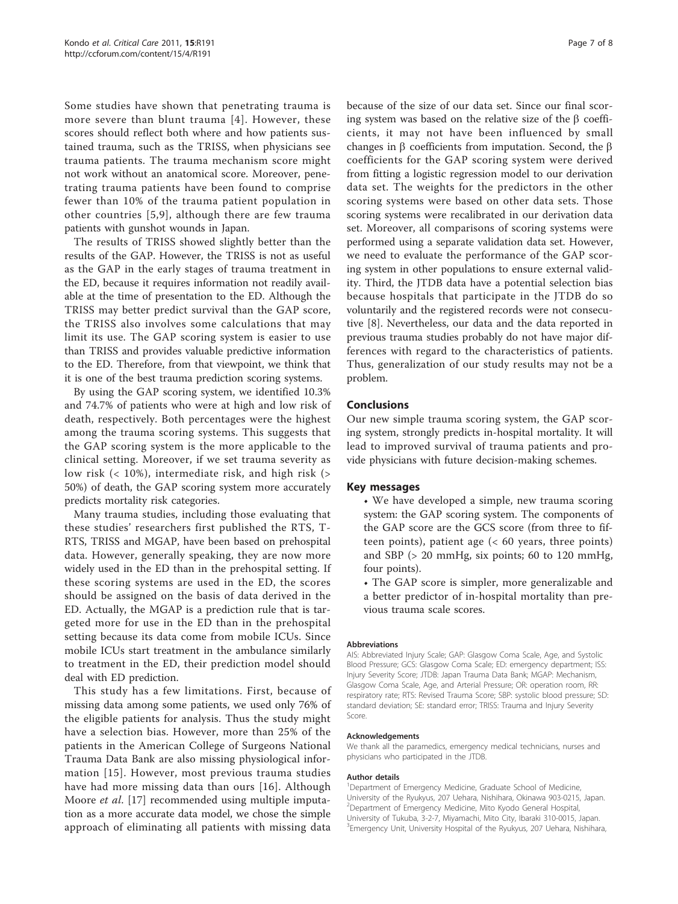Some studies have shown that penetrating trauma is more severe than blunt trauma [4]. However, these scores should reflect both where and how patients sustained trauma, such as the TRISS, when physicians see trauma patients. The trauma mechanism score might not work without an anatomical score. Moreover, penetrating trauma patients have been found to comprise fewer than 10% of the trauma patient population in other countries [5,9], although there are few trauma patients with gunshot wounds in Japan.

The results of TRISS showed slightly better than the results of the GAP. However, the TRISS is not as useful as the GAP in the early stages of trauma treatment in the ED, because it requires information not readily available at the time of presentation to the ED. Although the TRISS may better predict survival than the GAP score, the TRISS also involves some calculations that may limit its use. The GAP scoring system is easier to use than TRISS and provides valuable predictive information to the ED. Therefore, from that viewpoint, we think that it is one of the best trauma prediction scoring systems.

By using the GAP scoring system, we identified 10.3% and 74.7% of patients who were at high and low risk of death, respectively. Both percentages were the highest among the trauma scoring systems. This suggests that the GAP scoring system is the more applicable to the clinical setting. Moreover, if we set trauma severity as low risk (< 10%), intermediate risk, and high risk (> 50%) of death, the GAP scoring system more accurately predicts mortality risk categories.

Many trauma studies, including those evaluating that these studies' researchers first published the RTS, T-RTS, TRISS and MGAP, have been based on prehospital data. However, generally speaking, they are now more widely used in the ED than in the prehospital setting. If these scoring systems are used in the ED, the scores should be assigned on the basis of data derived in the ED. Actually, the MGAP is a prediction rule that is targeted more for use in the ED than in the prehospital setting because its data come from mobile ICUs. Since mobile ICUs start treatment in the ambulance similarly to treatment in the ED, their prediction model should deal with ED prediction.

This study has a few limitations. First, because of missing data among some patients, we used only 76% of the eligible patients for analysis. Thus the study might have a selection bias. However, more than 25% of the patients in the American College of Surgeons National Trauma Data Bank are also missing physiological information [15]. However, most previous trauma studies have had more missing data than ours [16]. Although Moore *et al.* [17] recommended using multiple imputation as a more accurate data model, we chose the simple approach of eliminating all patients with missing data because of the size of our data set. Since our final scoring system was based on the relative size of the $\beta$ coefficients, it may not have been influenced by small changes in $\beta$ coefficients from imputation. Second, the $\beta$ coefficients for the GAP scoring system were derived from fitting a logistic regression model to our derivation data set. The weights for the predictors in the other scoring systems were based on other data sets. Those scoring systems were recalibrated in our derivation data set. Moreover, all comparisons of scoring systems were performed using a separate validation data set. However, we need to evaluate the performance of the GAP scoring system in other populations to ensure external validity. Third, the JTDB data have a potential selection bias because hospitals that participate in the JTDB do so voluntarily and the registered records were not consecutive [8]. Nevertheless, our data and the data reported in previous trauma studies probably do not have major differences with regard to the characteristics of patients. Thus, generalization of our study results may not be a problem.

## Conclusions

Our new simple trauma scoring system, the GAP scoring system, strongly predicts in-hospital mortality. It will lead to improved survival of trauma patients and provide physicians with future decision-making schemes.

## Key messages

- We have developed a simple, new trauma scoring system: the GAP scoring system. The components of the GAP score are the GCS score (from three to fifteen points), patient age (< 60 years, three points) and SBP (> 20 mmHg, six points; 60 to 120 mmHg, four points).
- The GAP score is simpler, more generalizable and a better predictor of in-hospital mortality than previous trauma scale scores.

#### Abbreviations

AIS: Abbreviated Injury Scale; GAP: Glasgow Coma Scale, Age, and Systolic Blood Pressure; GCS: Glasgow Coma Scale; ED: emergency department; ISS: Injury Severity Score; JTDB: Japan Trauma Data Bank; MGAP: Mechanism, Glasgow Coma Scale, Age, and Arterial Pressure; OR: operation room, RR: respiratory rate; RTS: Revised Trauma Score; SBP: systolic blood pressure; SD: standard deviation; SE: standard error; TRISS: Trauma and Injury Severity Score.

#### Acknowledgements

We thank all the paramedics, emergency medical technicians, nurses and physicians who participated in the JTDB.

#### Author details

[1]Department of Emergency Medicine, Graduate School of Medicine, University of the Ryukyus, 207 Uehara, Nishihara, Okinawa 903-0215, Japan. [2]Department of Emergency Medicine, Mito Kyodo General Hospital, University of Tukuba, 3-2-7, Miyamachi, Mito City, Ibaraki 310-0015, Japan. [3]Emergency Unit, University Hospital of the Ryukyus, 207 Uehara, Nishihara,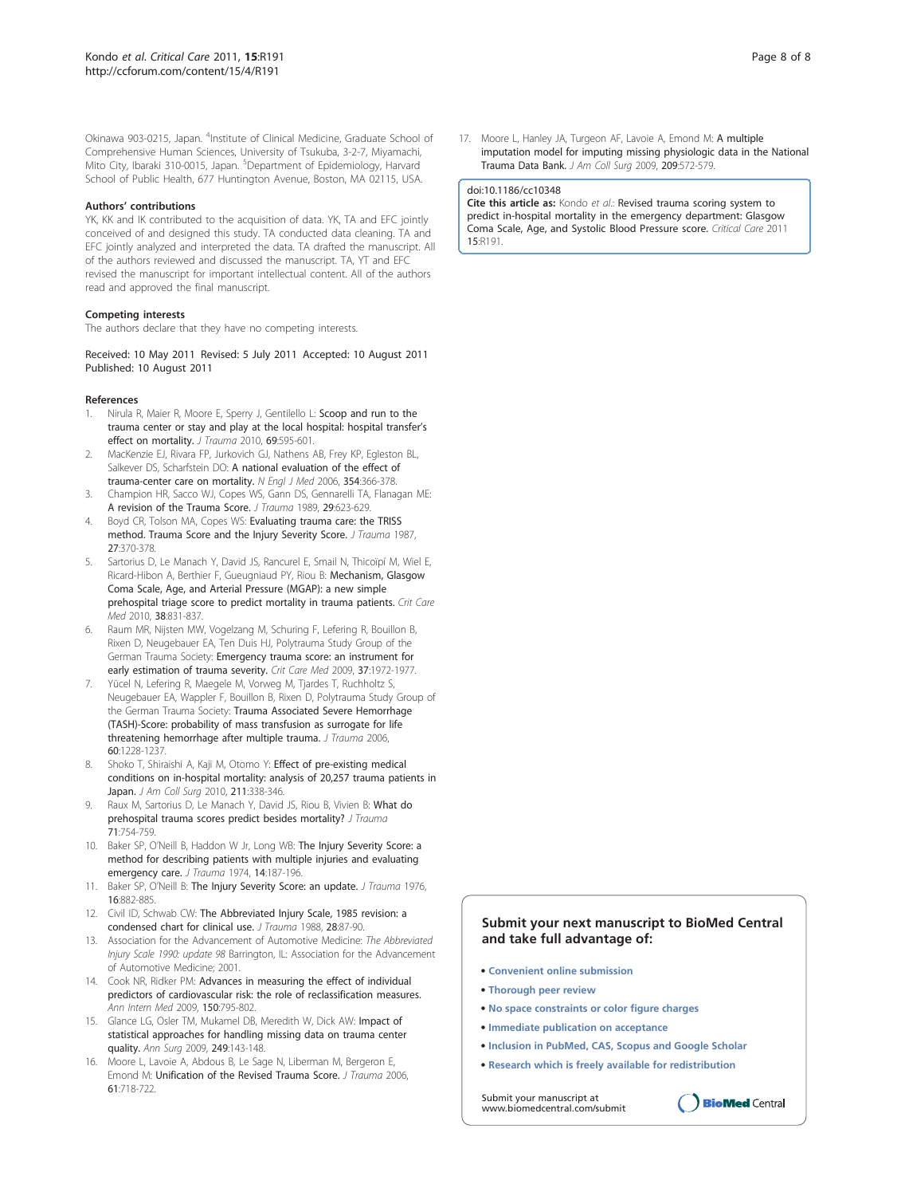Okinawa 903-0215, Japan. [4]Institute of Clinical Medicine, Graduate School of Comprehensive Human Sciences, University of Tsukuba, 3-2-7, Miyamachi, Mito City, Ibaraki 310-0015, Japan. [5]Department of Epidemiology, Harvard School of Public Health, 677 Huntington Avenue, Boston, MA 02115, USA.

#### Authors' contributions

YK, KK and IK contributed to the acquisition of data. YK, TA and EFC jointly conceived of and designed this study. TA conducted data cleaning. TA and EFC jointly analyzed and interpreted the data. TA drafted the manuscript. All of the authors reviewed and discussed the manuscript. TA, YT and EFC revised the manuscript for important intellectual content. All of the authors read and approved the final manuscript.

#### Competing interests

The authors declare that they have no competing interests.

Received: 10 May 2011 Revised: 5 July 2011 Accepted: 10 August 2011
Published: 10 August 2011

#### References

1. Nirula R, Maier R, Moore E, Sperry J, Gentilello L: **Scoop and run to the trauma center or stay and play at the local hospital: hospital transfer's effect on mortality.** *J Trauma* 2010, **69**:595-601.
2. MacKenzie EJ, Rivara FP, Jurkovich GJ, Nathens AB, Frey KP, Egleston BL, Salkever DS, Scharfstein DO: **A national evaluation of the effect of trauma-center care on mortality.** *N Engl J Med* 2006, **354**:366-378.
3. Champion HR, Sacco WJ, Copes WS, Gann DS, Gennarelli TA, Flanagan ME: **A revision of the Trauma Score.** *J Trauma* 1989, **29**:623-629.
4. Boyd CR, Tolson MA, Copes WS: **Evaluating trauma care: the TRISS method. Trauma Score and the Injury Severity Score.** *J Trauma* 1987, **27**:370-378.
5. Sartorius D, Le Manach Y, David JS, Rancurel E, Smail N, Thicoïpé M, Wiel E, Ricard-Hibon A, Berthier F, Gueugniaud PY, Riou B: **Mechanism, Glasgow Coma Scale, Age, and Arterial Pressure (MGAP): a new simple prehospital triage score to predict mortality in trauma patients.** *Crit Care Med* 2010, **38**:831-837.
6. Raum MR, Nijsten MW, Vogelzang M, Schuring F, Lefering R, Bouillon B, Rixen D, Neugebauer EA, Ten Duis HJ, Polytrauma Study Group of the German Trauma Society: **Emergency trauma score: an instrument for early estimation of trauma severity.** *Crit Care Med* 2009, **37**:1972-1977.
7. Yücel N, Lefering R, Maegele M, Vorweg M, Tjardes T, Ruchholtz S, Neugebauer EA, Wappler F, Bouillon B, Rixen D, Polytrauma Study Group of the German Trauma Society: **Trauma Associated Severe Hemorrhage (TASH)-Score: probability of mass transfusion as surrogate for life threatening hemorrhage after multiple trauma.** *J Trauma* 2006, **60**:1228-1237.
8. Shoko T, Shiraishi A, Kaji M, Otomo Y: **Effect of pre-existing medical conditions on in-hospital mortality: analysis of 20,257 trauma patients in Japan.** *J Am Coll Surg* 2010, **211**:338-346.
9. Raux M, Sartorius D, Le Manach Y, David JS, Riou B, Vivien B: **What do prehospital trauma scores predict besides mortality?** *J Trauma* **71**:754-759.
10. Baker SP, O'Neill B, Haddon W Jr, Long WB: **The Injury Severity Score: a method for describing patients with multiple injuries and evaluating emergency care.** *J Trauma* 1974, **14**:187-196.
11. Baker SP, O'Neill B: **The Injury Severity Score: an update.** *J Trauma* 1976, **16**:882-885.
12. Civil ID, Schwab CW: **The Abbreviated Injury Scale, 1985 revision: a condensed chart for clinical use.** *J Trauma* 1988, **28**:87-90.
13. Association for the Advancement of Automotive Medicine: *The Abbreviated Injury Scale 1990: update 98* Barrington, IL: Association for the Advancement of Automotive Medicine; 2001.
14. Cook NR, Ridker PM: **Advances in measuring the effect of individual predictors of cardiovascular risk: the role of reclassification measures.** *Ann Intern Med* 2009, **150**:795-802.
15. Glance LG, Osler TM, Mukamel DB, Meredith W, Dick AW: **Impact of statistical approaches for handling missing data on trauma center quality.** *Ann Surg* 2009, **249**:143-148.
16. Moore L, Lavoie A, Abdous B, Le Sage N, Liberman M, Bergeron E, Emond M: **Unification of the Revised Trauma Score.** *J Trauma* 2006, **61**:718-722.
17. Moore L, Hanley JA, Turgeon AF, Lavoie A, Emond M: **A multiple imputation model for imputing missing physiologic data in the National Trauma Data Bank.** *J Am Coll Surg* 2009, **209**:572-579.

doi:10.1186/cc10348
**Cite this article as:** Kondo *et al.*: Revised trauma scoring system to predict in-hospital mortality in the emergency department: Glasgow Coma Scale, Age, and Systolic Blood Pressure score. *Critical Care* 2011 **15**:R191.

**Submit your next manuscript to BioMed Central and take full advantage of:**

- Convenient online submission
- Thorough peer review
- No space constraints or color figure charges
- Immediate publication on acceptance
- Inclusion in PubMed, CAS, Scopus and Google Scholar
- Research which is freely available for redistribution

Submit your manuscript at
www.biomedcentral.com/submit

BioMed Central